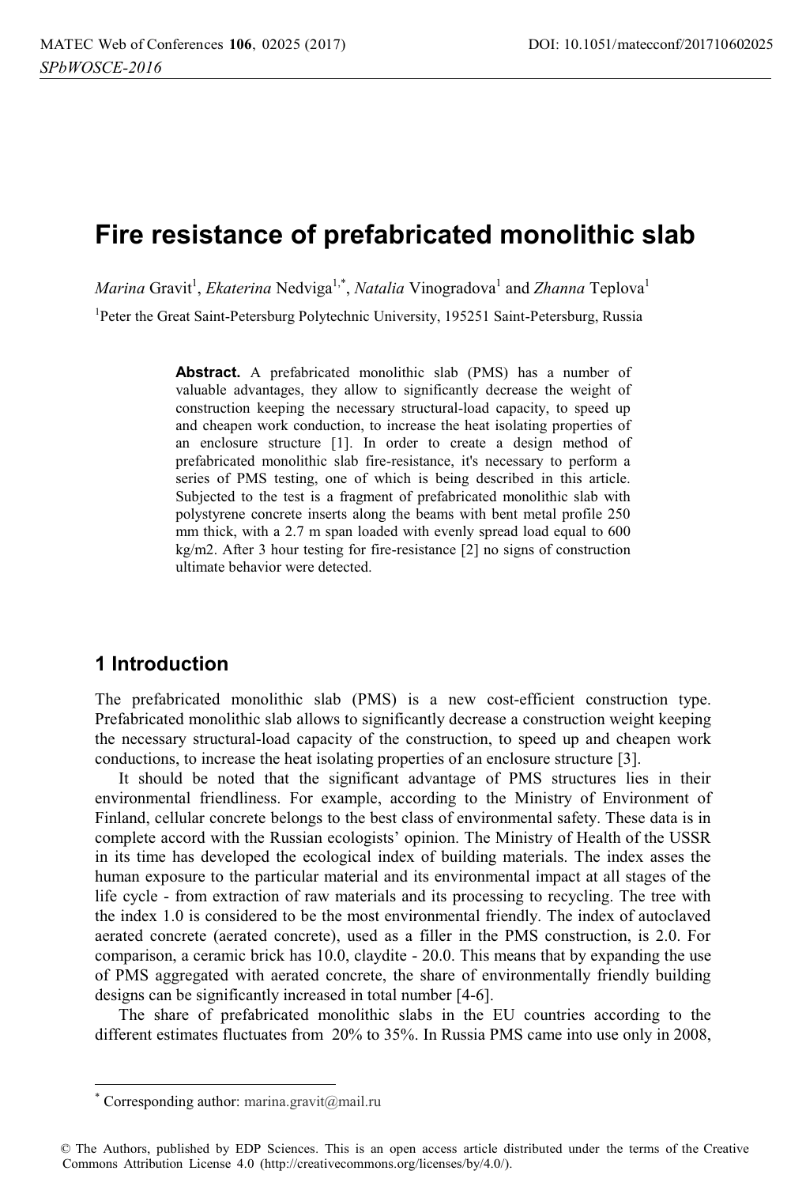# Fire resistance of prefabricated monolithic slab

*Marina* Gravit[1], *Ekaterina* Nedviga[1,*], *Natalia* Vinogradova[1] and *Zhanna* Teplova[1]

[1]Peter the Great Saint-Petersburg Polytechnic University, 195251 Saint-Petersburg, Russia

> **Abstract.** A prefabricated monolithic slab (PMS) has a number of valuable advantages, they allow to significantly decrease the weight of construction keeping the necessary structural-load capacity, to speed up and cheapen work conduction, to increase the heat isolating properties of an enclosure structure [1]. In order to create a design method of prefabricated monolithic slab fire-resistance, it's necessary to perform a series of PMS testing, one of which is being described in this article. Subjected to the test is a fragment of prefabricated monolithic slab with polystyrene concrete inserts along the beams with bent metal profile 250 mm thick, with a 2.7 m span loaded with evenly spread load equal to 600 kg/m2. After 3 hour testing for fire-resistance [2] no signs of construction ultimate behavior were detected.

## 1 Introduction

The prefabricated monolithic slab (PMS) is a new cost-efficient construction type. Prefabricated monolithic slab allows to significantly decrease a construction weight keeping the necessary structural-load capacity of the construction, to speed up and cheapen work conductions, to increase the heat isolating properties of an enclosure structure [3].

It should be noted that the significant advantage of PMS structures lies in their environmental friendliness. For example, according to the Ministry of Environment of Finland, cellular concrete belongs to the best class of environmental safety. These data is in complete accord with the Russian ecologists' opinion. The Ministry of Health of the USSR in its time has developed the ecological index of building materials. The index asses the human exposure to the particular material and its environmental impact at all stages of the life cycle - from extraction of raw materials and its processing to recycling. The tree with the index 1.0 is considered to be the most environmental friendly. The index of autoclaved aerated concrete (aerated concrete), used as a filler in the PMS construction, is 2.0. For comparison, a ceramic brick has 10.0, claydite - 20.0. This means that by expanding the use of PMS aggregated with aerated concrete, the share of environmentally friendly building designs can be significantly increased in total number [4-6].

The share of prefabricated monolithic slabs in the EU countries according to the different estimates fluctuates from 20% to 35%. In Russia PMS came into use only in 2008,

---

[*] Corresponding author: marina.gravit@mail.ru

© The Authors, published by EDP Sciences. This is an open access article distributed under the terms of the Creative Commons Attribution License 4.0 (http://creativecommons.org/licenses/by/4.0/).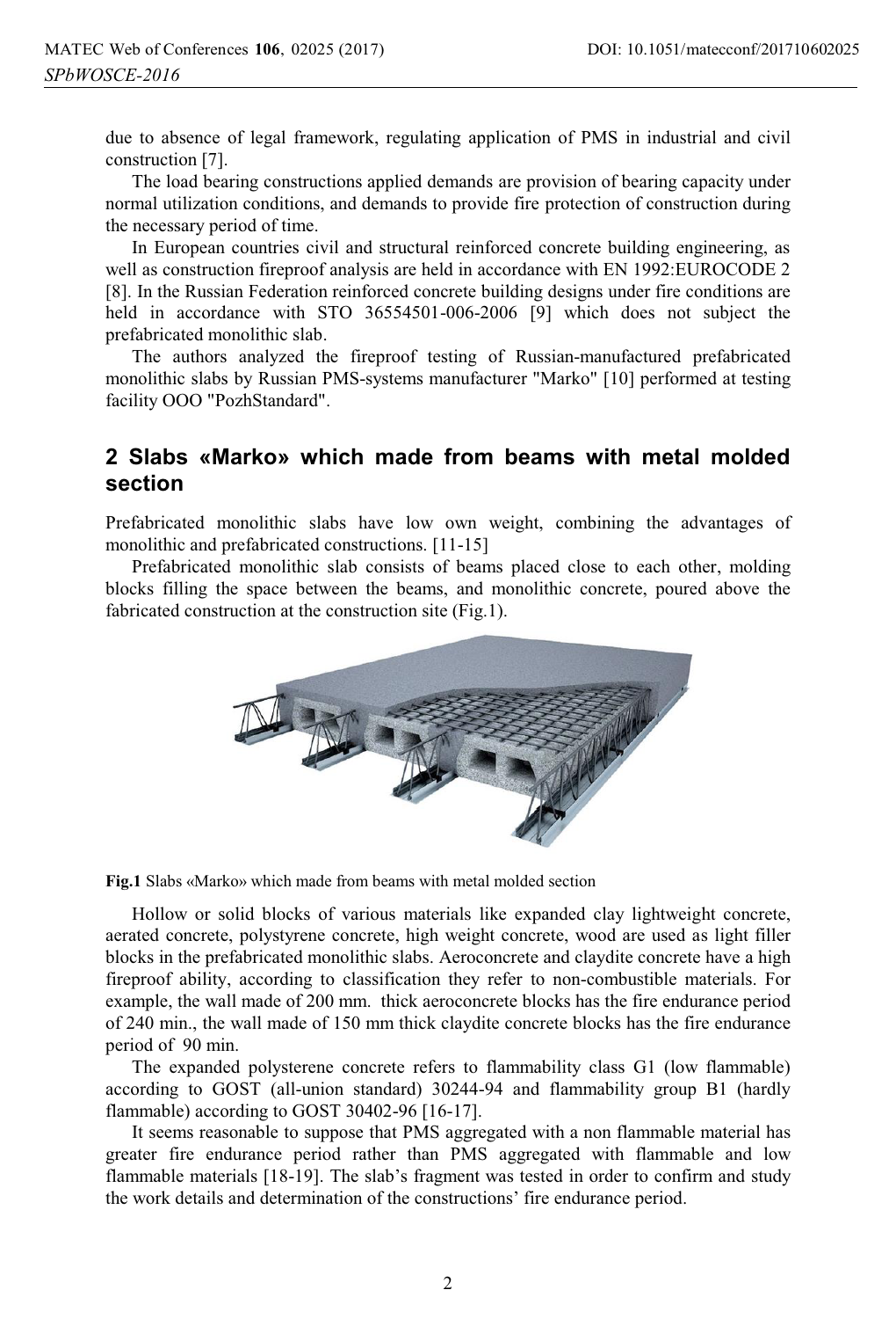due to absence of legal framework, regulating application of PMS in industrial and civil construction [7].

The load bearing constructions applied demands are provision of bearing capacity under normal utilization conditions, and demands to provide fire protection of construction during the necessary period of time.

In European countries civil and structural reinforced concrete building engineering, as well as construction fireproof analysis are held in accordance with EN 1992:EUROCODE 2 [8]. In the Russian Federation reinforced concrete building designs under fire conditions are held in accordance with STO 36554501-006-2006 [9] which does not subject the prefabricated monolithic slab.

The authors analyzed the fireproof testing of Russian-manufactured prefabricated monolithic slabs by Russian PMS-systems manufacturer "Marko" [10] performed at testing facility OOO "PozhStandard".

## 2 Slabs «Marko» which made from beams with metal molded section

Prefabricated monolithic slabs have low own weight, combining the advantages of monolithic and prefabricated constructions. [11-15]

Prefabricated monolithic slab consists of beams placed close to each other, molding blocks filling the space between the beams, and monolithic concrete, poured above the fabricated construction at the construction site (Fig.1).

**Fig.1** Slabs «Marko» which made from beams with metal molded section

Hollow or solid blocks of various materials like expanded clay lightweight concrete, aerated concrete, polystyrene concrete, high weight concrete, wood are used as light filler blocks in the prefabricated monolithic slabs. Aeroconcrete and claydite concrete have a high fireproof ability, according to classification they refer to non-combustible materials. For example, the wall made of 200 mm. thick aeroconcrete blocks has the fire endurance period of 240 min., the wall made of 150 mm thick claydite concrete blocks has the fire endurance period of 90 min.

The expanded polysterene concrete refers to flammability class G1 (low flammable) according to GOST (all-union standard) 30244-94 and flammability group B1 (hardly flammable) according to GOST 30402-96 [16-17].

It seems reasonable to suppose that PMS aggregated with a non flammable material has greater fire endurance period rather than PMS aggregated with flammable and low flammable materials [18-19]. The slab's fragment was tested in order to confirm and study the work details and determination of the constructions' fire endurance period.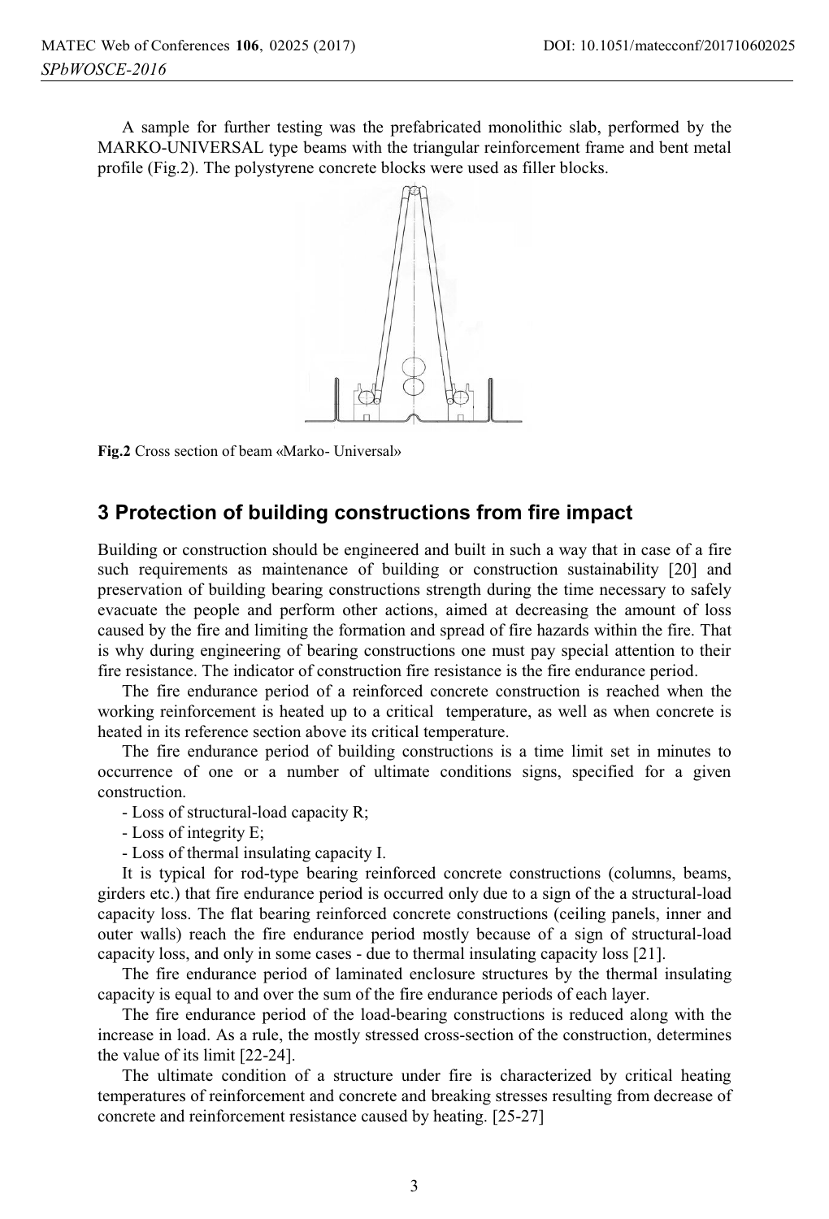A sample for further testing was the prefabricated monolithic slab, performed by the MARKO-UNIVERSAL type beams with the triangular reinforcement frame and bent metal profile (Fig.2). The polystyrene concrete blocks were used as filler blocks.

**Fig.2** Cross section of beam «Marko- Universal»

## 3 Protection of building constructions from fire impact

Building or construction should be engineered and built in such a way that in case of a fire such requirements as maintenance of building or construction sustainability [20] and preservation of building bearing constructions strength during the time necessary to safely evacuate the people and perform other actions, aimed at decreasing the amount of loss caused by the fire and limiting the formation and spread of fire hazards within the fire. That is why during engineering of bearing constructions one must pay special attention to their fire resistance. The indicator of construction fire resistance is the fire endurance period.

The fire endurance period of a reinforced concrete construction is reached when the working reinforcement is heated up to a critical temperature, as well as when concrete is heated in its reference section above its critical temperature.

The fire endurance period of building constructions is a time limit set in minutes to occurrence of one or a number of ultimate conditions signs, specified for a given construction.

- Loss of structural-load capacity R;
- Loss of integrity E;
- Loss of thermal insulating capacity I.

It is typical for rod-type bearing reinforced concrete constructions (columns, beams, girders etc.) that fire endurance period is occurred only due to a sign of the a structural-load capacity loss. The flat bearing reinforced concrete constructions (ceiling panels, inner and outer walls) reach the fire endurance period mostly because of a sign of structural-load capacity loss, and only in some cases - due to thermal insulating capacity loss [21].

The fire endurance period of laminated enclosure structures by the thermal insulating capacity is equal to and over the sum of the fire endurance periods of each layer.

The fire endurance period of the load-bearing constructions is reduced along with the increase in load. As a rule, the mostly stressed cross-section of the construction, determines the value of its limit [22-24].

The ultimate condition of a structure under fire is characterized by critical heating temperatures of reinforcement and concrete and breaking stresses resulting from decrease of concrete and reinforcement resistance caused by heating. [25-27]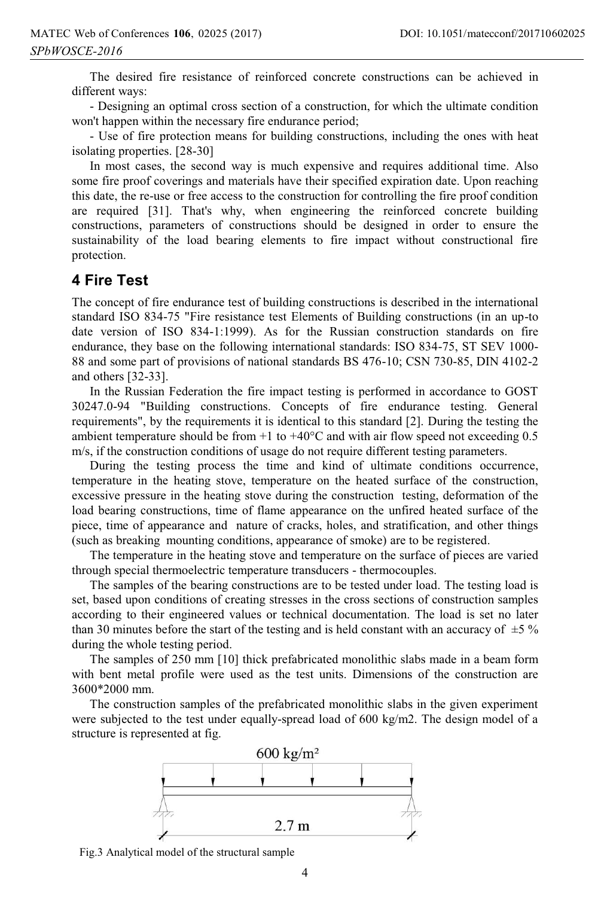The desired fire resistance of reinforced concrete constructions can be achieved in different ways:

- Designing an optimal cross section of a construction, for which the ultimate condition won't happen within the necessary fire endurance period;
- Use of fire protection means for building constructions, including the ones with heat isolating properties. [28-30]

In most cases, the second way is much expensive and requires additional time. Also some fire proof coverings and materials have their specified expiration date. Upon reaching this date, the re-use or free access to the construction for controlling the fire proof condition are required [31]. That's why, when engineering the reinforced concrete building constructions, parameters of constructions should be designed in order to ensure the sustainability of the load bearing elements to fire impact without constructional fire protection.

## 4 Fire Test

The concept of fire endurance test of building constructions is described in the international standard ISO 834-75 "Fire resistance test Elements of Building constructions (in an up-to date version of ISO 834-1:1999). As for the Russian construction standards on fire endurance, they base on the following international standards: ISO 834-75, ST SEV 1000-88 and some part of provisions of national standards BS 476-10; CSN 730-85, DIN 4102-2 and others [32-33].

In the Russian Federation the fire impact testing is performed in accordance to GOST 30247.0-94 "Building constructions. Concepts of fire endurance testing. General requirements", by the requirements it is identical to this standard [2]. During the testing the ambient temperature should be from +1 to +40°C and with air flow speed not exceeding 0.5 m/s, if the construction conditions of usage do not require different testing parameters.

During the testing process the time and kind of ultimate conditions occurrence, temperature in the heating stove, temperature on the heated surface of the construction, excessive pressure in the heating stove during the construction testing, deformation of the load bearing constructions, time of flame appearance on the unfired heated surface of the piece, time of appearance and nature of cracks, holes, and stratification, and other things (such as breaking mounting conditions, appearance of smoke) are to be registered.

The temperature in the heating stove and temperature on the surface of pieces are varied through special thermoelectric temperature transducers - thermocouples.

The samples of the bearing constructions are to be tested under load. The testing load is set, based upon conditions of creating stresses in the cross sections of construction samples according to their engineered values or technical documentation. The load is set no later than 30 minutes before the start of the testing and is held constant with an accuracy of ±5 % during the whole testing period.

The samples of 250 mm [10] thick prefabricated monolithic slabs made in a beam form with bent metal profile were used as the test units. Dimensions of the construction are 3600*2000 mm.

The construction samples of the prefabricated monolithic slabs in the given experiment were subjected to the test under equally-spread load of 600 kg/m2. The design model of a structure is represented at fig.

600 kg/m²

2.7 m

Fig.3 Analytical model of the structural sample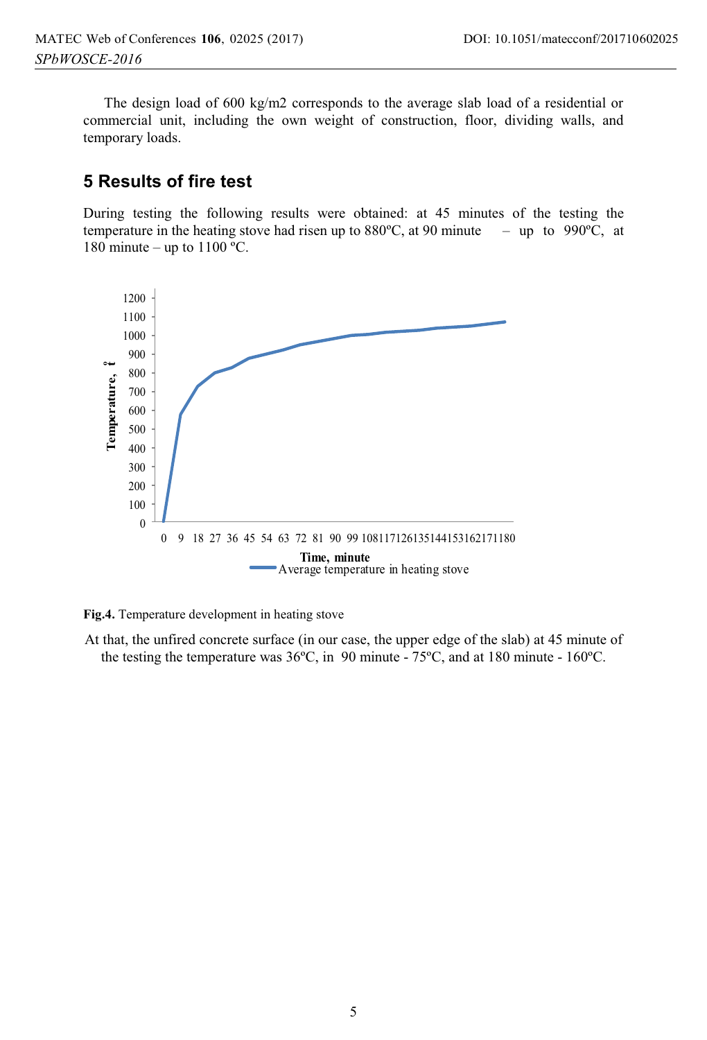The design load of 600 kg/m2 corresponds to the average slab load of a residential or commercial unit, including the own weight of construction, floor, dividing walls, and temporary loads.

## 5 Results of fire test

During testing the following results were obtained: at 45 minutes of the testing the temperature in the heating stove had risen up to 880ºC, at 90 minute – up to 990ºC, at 180 minute – up to 1100 ºC.

**Fig.4.** Temperature development in heating stove

At that, the unfired concrete surface (in our case, the upper edge of the slab) at 45 minute of the testing the temperature was 36ºC, in 90 minute - 75ºC, and at 180 minute - 160ºC.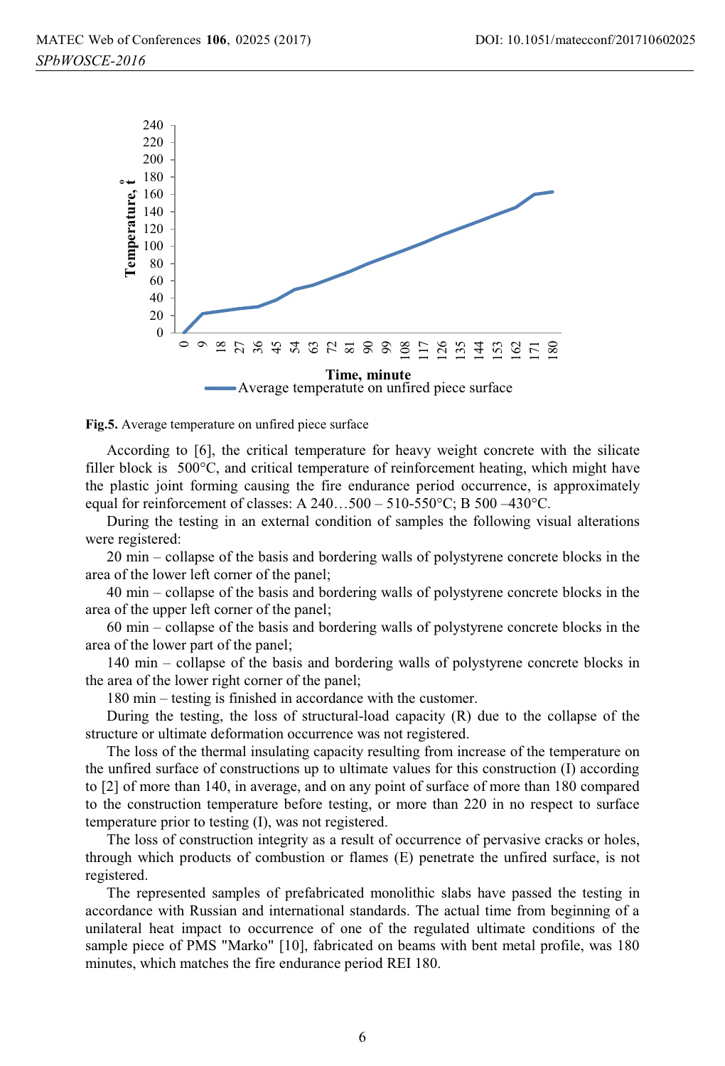**Fig.5.** Average temperature on unfired piece surface

According to [6], the critical temperature for heavy weight concrete with the silicate filler block is 500°C, and critical temperature of reinforcement heating, which might have the plastic joint forming causing the fire endurance period occurrence, is approximately equal for reinforcement of classes: A 240…500 – 510-550°C; B 500 –430°C.

During the testing in an external condition of samples the following visual alterations were registered:

20 min – collapse of the basis and bordering walls of polystyrene concrete blocks in the area of the lower left corner of the panel;

40 min – collapse of the basis and bordering walls of polystyrene concrete blocks in the area of the upper left corner of the panel;

60 min – collapse of the basis and bordering walls of polystyrene concrete blocks in the area of the lower part of the panel;

140 min – collapse of the basis and bordering walls of polystyrene concrete blocks in the area of the lower right corner of the panel;

180 min – testing is finished in accordance with the customer.

During the testing, the loss of structural-load capacity (R) due to the collapse of the structure or ultimate deformation occurrence was not registered.

The loss of the thermal insulating capacity resulting from increase of the temperature on the unfired surface of constructions up to ultimate values for this construction (I) according to [2] of more than 140, in average, and on any point of surface of more than 180 compared to the construction temperature before testing, or more than 220 in no respect to surface temperature prior to testing (I), was not registered.

The loss of construction integrity as a result of occurrence of pervasive cracks or holes, through which products of combustion or flames (E) penetrate the unfired surface, is not registered.

The represented samples of prefabricated monolithic slabs have passed the testing in accordance with Russian and international standards. The actual time from beginning of a unilateral heat impact to occurrence of one of the regulated ultimate conditions of the sample piece of PMS "Marko" [10], fabricated on beams with bent metal profile, was 180 minutes, which matches the fire endurance period REI 180.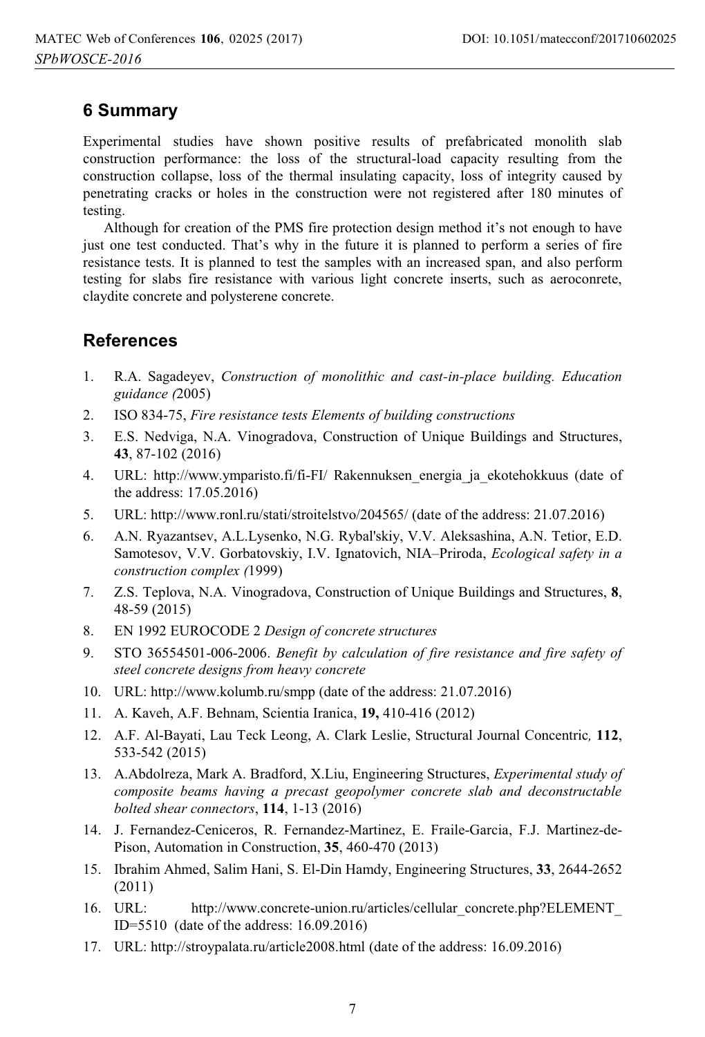## 6 Summary

Experimental studies have shown positive results of prefabricated monolith slab construction performance: the loss of the structural-load capacity resulting from the construction collapse, loss of the thermal insulating capacity, loss of integrity caused by penetrating cracks or holes in the construction were not registered after 180 minutes of testing.

Although for creation of the PMS fire protection design method it's not enough to have just one test conducted. That's why in the future it is planned to perform a series of fire resistance tests. It is planned to test the samples with an increased span, and also perform testing for slabs fire resistance with various light concrete inserts, such as aeroconrete, claydite concrete and polysterene concrete.

## References

1. R.A. Sagadeyev, *Construction of monolithic and cast-in-place building. Education guidance (*2005)
2. ISO 834-75, *Fire resistance tests Elements of building constructions*
3. E.S. Nedviga, N.A. Vinogradova, Construction of Unique Buildings and Structures, **43**, 87-102 (2016)
4. URL: http://www.ymparisto.fi/fi-FI/ Rakennuksen_energia_ja_ekotehokkuus (date of the address: 17.05.2016)
5. URL: http://www.ronl.ru/stati/stroitelstvo/204565/ (date of the address: 21.07.2016)
6. A.N. Ryazantsev, A.L.Lysenko, N.G. Rybal'skiy, V.V. Aleksashina, A.N. Tetior, E.D. Samotesov, V.V. Gorbatovskiy, I.V. Ignatovich, NIA–Priroda, *Ecological safety in a construction complex (*1999)
7. Z.S. Teplova, N.A. Vinogradova, Construction of Unique Buildings and Structures, **8**, 48-59 (2015)
8. EN 1992 EUROCODE 2 *Design of concrete structures*
9. STO 36554501-006-2006. *Benefit by calculation of fire resistance and fire safety of steel concrete designs from heavy concrete*
10. URL: http://www.kolumb.ru/smpp (date of the address: 21.07.2016)
11. A. Kaveh, A.F. Behnam, Scientia Iranica, **19,** 410-416 (2012)
12. A.F. Al-Bayati, Lau Teck Leong, A. Clark Leslie, Structural Journal Concentric*,* **112**, 533-542 (2015)
13. A.Abdolreza, Mark A. Bradford, X.Liu, Engineering Structures, *Experimental study of composite beams having a precast geopolymer concrete slab and deconstructable bolted shear connectors*, **114**, 1-13 (2016)
14. J. Fernandez-Ceniceros, R. Fernandez-Martinez, E. Fraile-Garcia, F.J. Martinez-de-Pison, Automation in Construction, **35**, 460-470 (2013)
15. Ibrahim Ahmed, Salim Hani, S. El-Din Hamdy, Engineering Structures, **33**, 2644-2652 (2011)
16. URL: http://www.concrete-union.ru/articles/cellular_concrete.php?ELEMENT_ID=5510 (date of the address: 16.09.2016)
17. URL: http://stroypalata.ru/article2008.html (date of the address: 16.09.2016)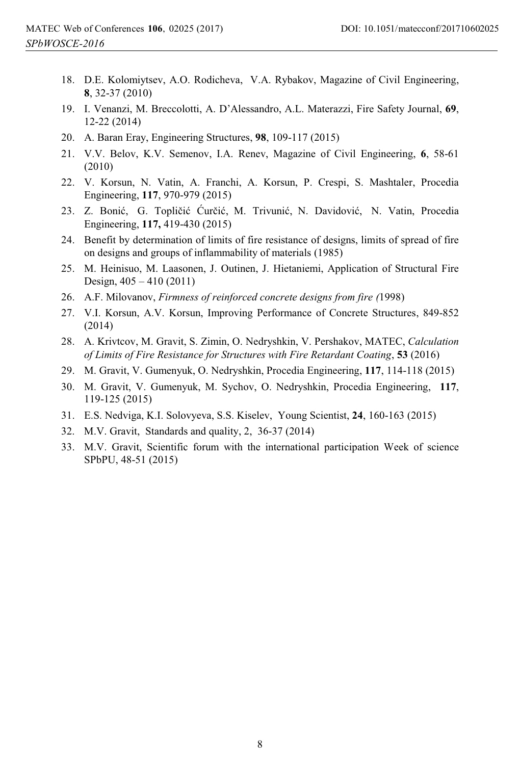18. D.E. Kolomiytsev, A.O. Rodicheva, V.A. Rybakov, Magazine of Civil Engineering, **8**, 32-37 (2010)
19. I. Venanzi, M. Breccolotti, A. D'Alessandro, A.L. Materazzi, Fire Safety Journal, **69**, 12-22 (2014)
20. A. Baran Eray, Engineering Structures, **98**, 109-117 (2015)
21. V.V. Belov, K.V. Semenov, I.A. Renev, Magazine of Civil Engineering, **6**, 58-61 (2010)
22. V. Korsun, N. Vatin, A. Franchi, A. Korsun, P. Crespi, S. Mashtaler, Procedia Engineering, **117**, 970-979 (2015)
23. Z. Bonić, G. Topličić Ćurčić, M. Trivunić, N. Davidović, N. Vatin, Procedia Engineering, **117,** 419-430 (2015)
24. Benefit by determination of limits of fire resistance of designs, limits of spread of fire on designs and groups of inflammability of materials (1985)
25. M. Heinisuo, M. Laasonen, J. Outinen, J. Hietaniemi, Application of Structural Fire Design, 405 – 410 (2011)
26. A.F. Milovanov, *Firmness of reinforced concrete designs from fire (*1998)
27. V.I. Korsun, A.V. Korsun, Improving Performance of Concrete Structures, 849-852 (2014)
28. A. Krivtcov, M. Gravit, S. Zimin, O. Nedryshkin, V. Pershakov, MATEC, *Calculation of Limits of Fire Resistance for Structures with Fire Retardant Coating*, **53** (2016)
29. M. Gravit, V. Gumenyuk, O. Nedryshkin, Procedia Engineering, **117**, 114-118 (2015)
30. M. Gravit, V. Gumenyuk, M. Sychov, O. Nedryshkin, Procedia Engineering, **117**, 119-125 (2015)
31. E.S. Nedviga, K.I. Solovyeva, S.S. Kiselev, Young Scientist, **24**, 160-163 (2015)
32. M.V. Gravit, Standards and quality, 2, 36-37 (2014)
33. M.V. Gravit, Scientific forum with the international participation Week of science SPbPU, 48-51 (2015)